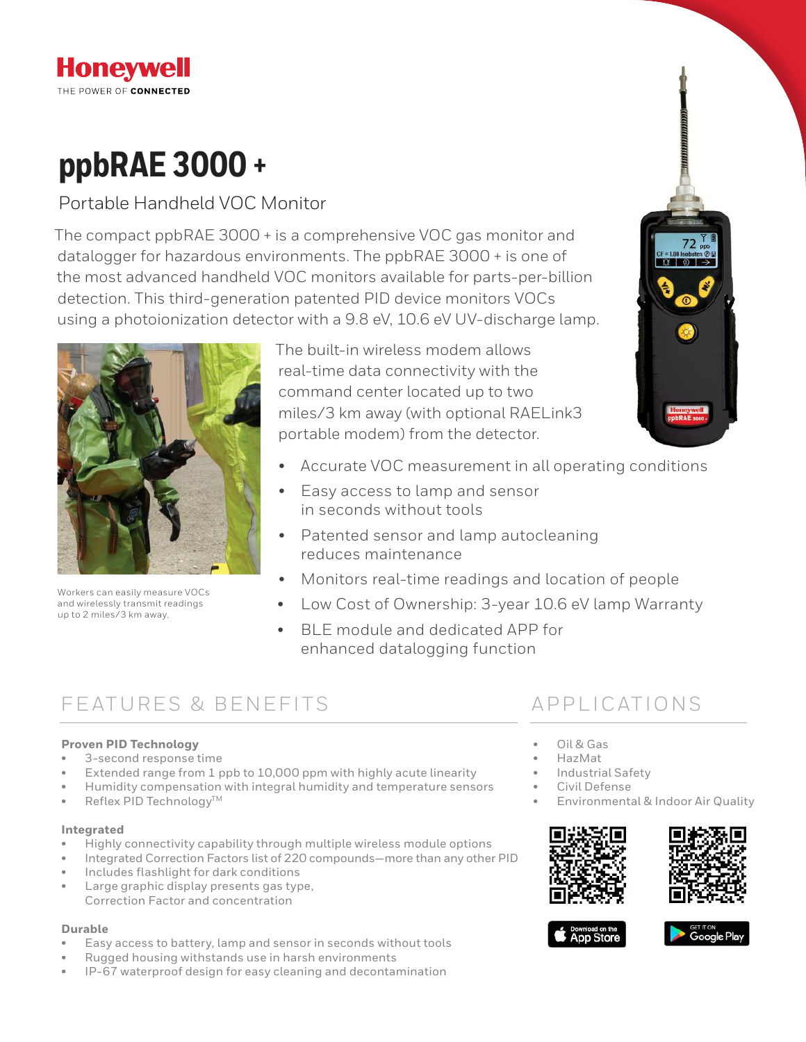Honeywell

THE POWER OF CONNECTED

# ppbRAE 3000 +

## Portable Handheld VOC Monitor

The compact ppbRAE 3000 + is a comprehensive VOC gas monitor and datalogger for hazardous environments. The ppbRAE 3000 + is one of the most advanced handheld VOC monitors available for parts-per-billion detection. This third-generation patented PID device monitors VOCs using a photoionization detector with a 9.8 eV, 10.6 eV UV-discharge lamp.

Workers can easily measure VOCs and wirelessly transmit readings up to 2 miles/3 km away.

The built-in wireless modem allows real-time data connectivity with the command center located up to two miles/3 km away (with optional RAELink3 portable modem) from the detector.

- Accurate VOC measurement in all operating conditions
- Easy access to lamp and sensor in seconds without tools
- Patented sensor and lamp autocleaning reduces maintenance
- Monitors real-time readings and location of people
- Low Cost of Ownership: 3-year 10.6 eV lamp Warranty
- BLE module and dedicated APP for enhanced datalogging function

## FEATURES & BENEFITS

**Proven PID Technology**

- 3-second response time
- Extended range from 1 ppb to 10,000 ppm with highly acute linearity
- Humidity compensation with integral humidity and temperature sensors
- Reflex PID Technology™

**Integrated**

- Highly connectivity capability through multiple wireless module options
- Integrated Correction Factors list of 220 compounds—more than any other PID
- Includes flashlight for dark conditions
- Large graphic display presents gas type, Correction Factor and concentration

**Durable**

- Easy access to battery, lamp and sensor in seconds without tools
- Rugged housing withstands use in harsh environments
- IP-67 waterproof design for easy cleaning and decontamination

## APPLICATIONS

- Oil & Gas
- HazMat
- Industrial Safety
- Civil Defense
- Environmental & Indoor Air Quality

Download on the App Store

GET IT ON Google Play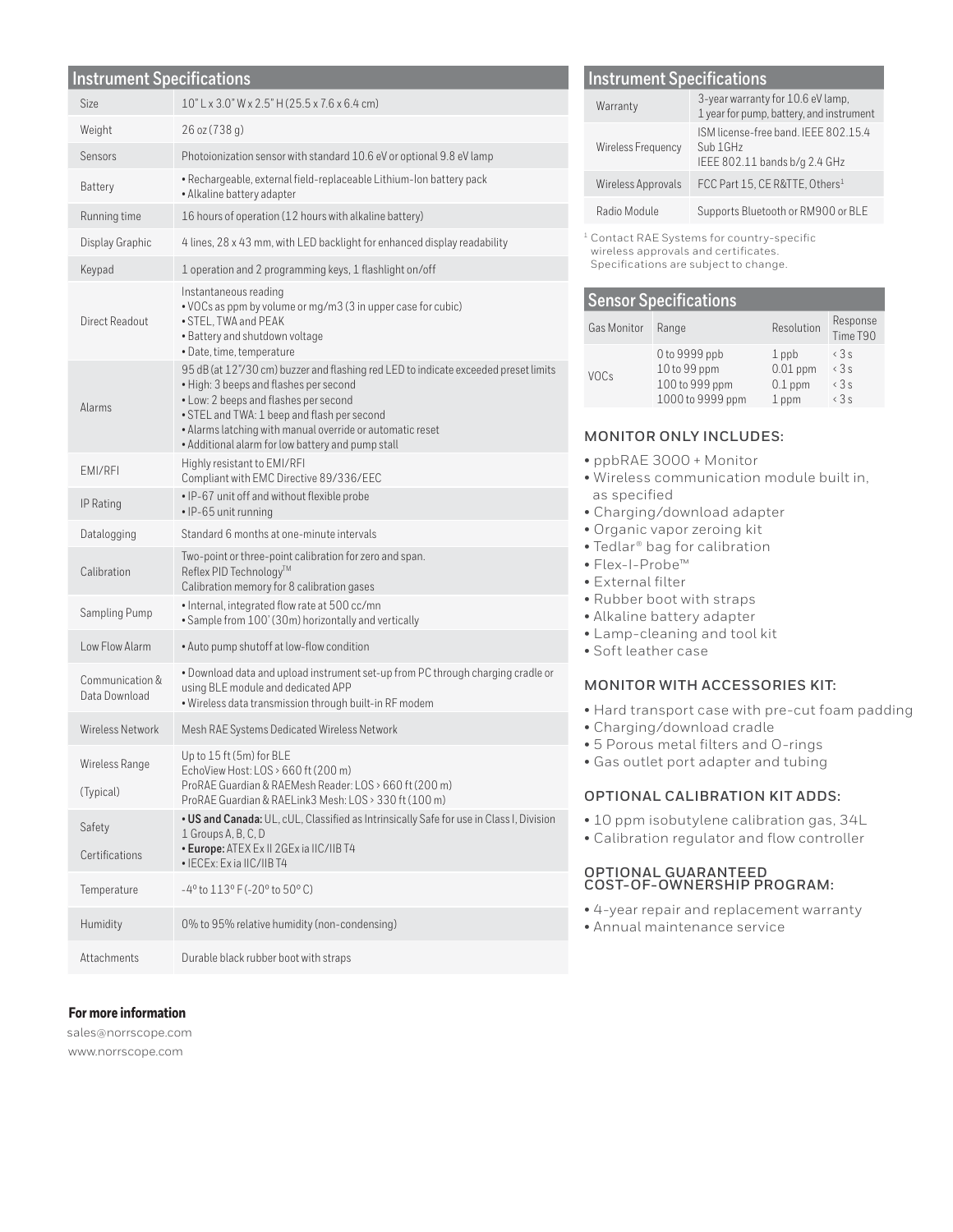## Instrument Specifications

| | |
|---|---|
| Size | 10" L x 3.0" W x 2.5" H (25.5 x 7.6 x 6.4 cm) |
| Weight | 26 oz (738 g) |
| Sensors | Photoionization sensor with standard 10.6 eV or optional 9.8 eV lamp |
| Battery | • Rechargeable, external field-replaceable Lithium-Ion battery pack<br>• Alkaline battery adapter |
| Running time | 16 hours of operation (12 hours with alkaline battery) |
| Display Graphic | 4 lines, 28 x 43 mm, with LED backlight for enhanced display readability |
| Keypad | 1 operation and 2 programming keys, 1 flashlight on/off |
| Direct Readout | Instantaneous reading<br>• VOCs as ppm by volume or mg/m3 (3 in upper case for cubic)<br>• STEL, TWA and PEAK<br>• Battery and shutdown voltage<br>• Date, time, temperature |
| Alarms | 95 dB (at 12"/30 cm) buzzer and flashing red LED to indicate exceeded preset limits<br>• High: 3 beeps and flashes per second<br>• Low: 2 beeps and flashes per second<br>• STEL and TWA: 1 beep and flash per second<br>• Alarms latching with manual override or automatic reset<br>• Additional alarm for low battery and pump stall |
| EMI/RFI | Highly resistant to EMI/RFI<br>Compliant with EMC Directive 89/336/EEC |
| IP Rating | • IP-67 unit off and without flexible probe<br>• IP-65 unit running |
| Datalogging | Standard 6 months at one-minute intervals |
| Calibration | Two-point or three-point calibration for zero and span.<br>Reflex PID Technology™<br>Calibration memory for 8 calibration gases |
| Sampling Pump | • Internal, integrated flow rate at 500 cc/mn<br>• Sample from 100' (30m) horizontally and vertically |
| Low Flow Alarm | • Auto pump shutoff at low-flow condition |
| Communication & Data Download | • Download data and upload instrument set-up from PC through charging cradle or using BLE module and dedicated APP<br>• Wireless data transmission through built-in RF modem |
| Wireless Network | Mesh RAE Systems Dedicated Wireless Network |
| Wireless Range (Typical) | Up to 15 ft (5m) for BLE<br>EchoView Host: LOS > 660 ft (200 m)<br>ProRAE Guardian & RAEMesh Reader: LOS > 660 ft (200 m)<br>ProRAE Guardian & RAELink3 Mesh: LOS > 330 ft (100 m) |
| Safety Certifications | • **US and Canada:** UL, cUL, Classified as Intrinsically Safe for use in Class I, Division 1 Groups A, B, C, D<br>• **Europe:** ATEX Ex II 2GEx ia IIC/IIB T4<br>• IECEx: Ex ia IIC/IIB T4 |
| Temperature | -4° to 113° F (-20° to 50° C) |
| Humidity | 0% to 95% relative humidity (non-condensing) |
| Attachments | Durable black rubber boot with straps |
| Warranty | 3-year warranty for 10.6 eV lamp,<br>1 year for pump, battery, and instrument |
| Wireless Frequency | ISM license-free band. IEEE 802.15.4 Sub 1GHz<br>IEEE 802.11 bands b/g 2.4 GHz |
| Wireless Approvals | FCC Part 15, CE R&TTE, Others[1] |
| Radio Module | Supports Bluetooth or RM900 or BLE |

[1] Contact RAE Systems for country-specific wireless approvals and certificates.
Specifications are subject to change.

## Sensor Specifications

| Gas Monitor | Range | Resolution | Response Time T90 |
|---|---|---|---|
| VOCs | 0 to 9999 ppb<br>10 to 99 ppm<br>100 to 999 ppm<br>1000 to 9999 ppm | 1 ppb<br>0.01 ppm<br>0.1 ppm<br>1 ppm | < 3 s<br>< 3 s<br>< 3 s<br>< 3 s |

### MONITOR ONLY INCLUDES:

- ppbRAE 3000 + Monitor
- Wireless communication module built in, as specified
- Charging/download adapter
- Organic vapor zeroing kit
- Tedlar® bag for calibration
- Flex-I-Probe™
- External filter
- Rubber boot with straps
- Alkaline battery adapter
- Lamp-cleaning and tool kit
- Soft leather case

### MONITOR WITH ACCESSORIES KIT:

- Hard transport case with pre-cut foam padding
- Charging/download cradle
- 5 Porous metal filters and O-rings
- Gas outlet port adapter and tubing

### OPTIONAL CALIBRATION KIT ADDS:

- 10 ppm isobutylene calibration gas, 34L
- Calibration regulator and flow controller

### OPTIONAL GUARANTEED COST-OF-OWNERSHIP PROGRAM:

- 4-year repair and replacement warranty
- Annual maintenance service

**For more information**
sales@norrscope.com
www.norrscope.com